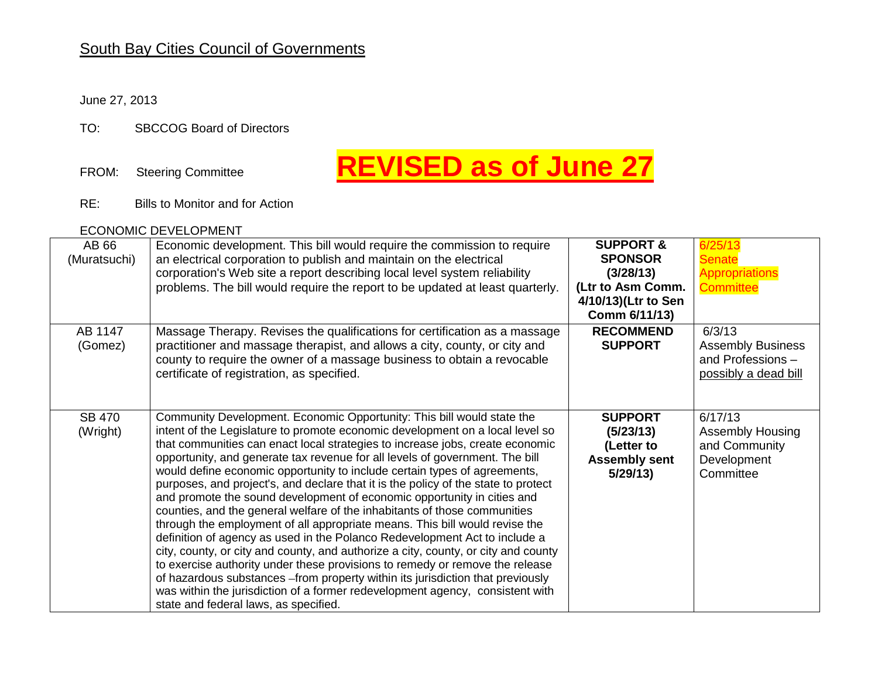## South Bay Cities Council of Governments

June 27, 2013

TO: SBCCOG Board of Directors

FROM: Steering Committee

**REVISED as of June 27**

RE: Bills to Monitor and for Action

ECONOMIC DEVELOPMENT

| | | | |
|---|---|---|---|
| AB 66 (Muratsuchi) | Economic development. This bill would require the commission to require an electrical corporation to publish and maintain on the electrical corporation's Web site a report describing local level system reliability problems. The bill would require the report to be updated at least quarterly. | **SUPPORT & SPONSOR (3/28/13) (Ltr to Asm Comm. 4/10/13)(Ltr to Sen Comm 6/11/13)** | 6/25/13 Senate Appropriations Committee |
| AB 1147 (Gomez) | Massage Therapy. Revises the qualifications for certification as a massage practitioner and massage therapist, and allows a city, county, or city and county to require the owner of a massage business to obtain a revocable certificate of registration, as specified. | **RECOMMEND SUPPORT** | 6/3/13 Assembly Business and Professions – possibly a dead bill |
| SB 470 (Wright) | Community Development. Economic Opportunity: This bill would state the intent of the Legislature to promote economic development on a local level so that communities can enact local strategies to increase jobs, create economic opportunity, and generate tax revenue for all levels of government. The bill would define economic opportunity to include certain types of agreements, purposes, and project's, and declare that it is the policy of the state to protect and promote the sound development of economic opportunity in cities and counties, and the general welfare of the inhabitants of those communities through the employment of all appropriate means. This bill would revise the definition of agency as used in the Polanco Redevelopment Act to include a city, county, or city and county, and authorize a city, county, or city and county to exercise authority under these provisions to remedy or remove the release of hazardous substances –from property within its jurisdiction that previously was within the jurisdiction of a former redevelopment agency, consistent with state and federal laws, as specified. | **SUPPORT (5/23/13) (Letter to Assembly sent 5/29/13)** | 6/17/13 Assembly Housing and Community Development Committee |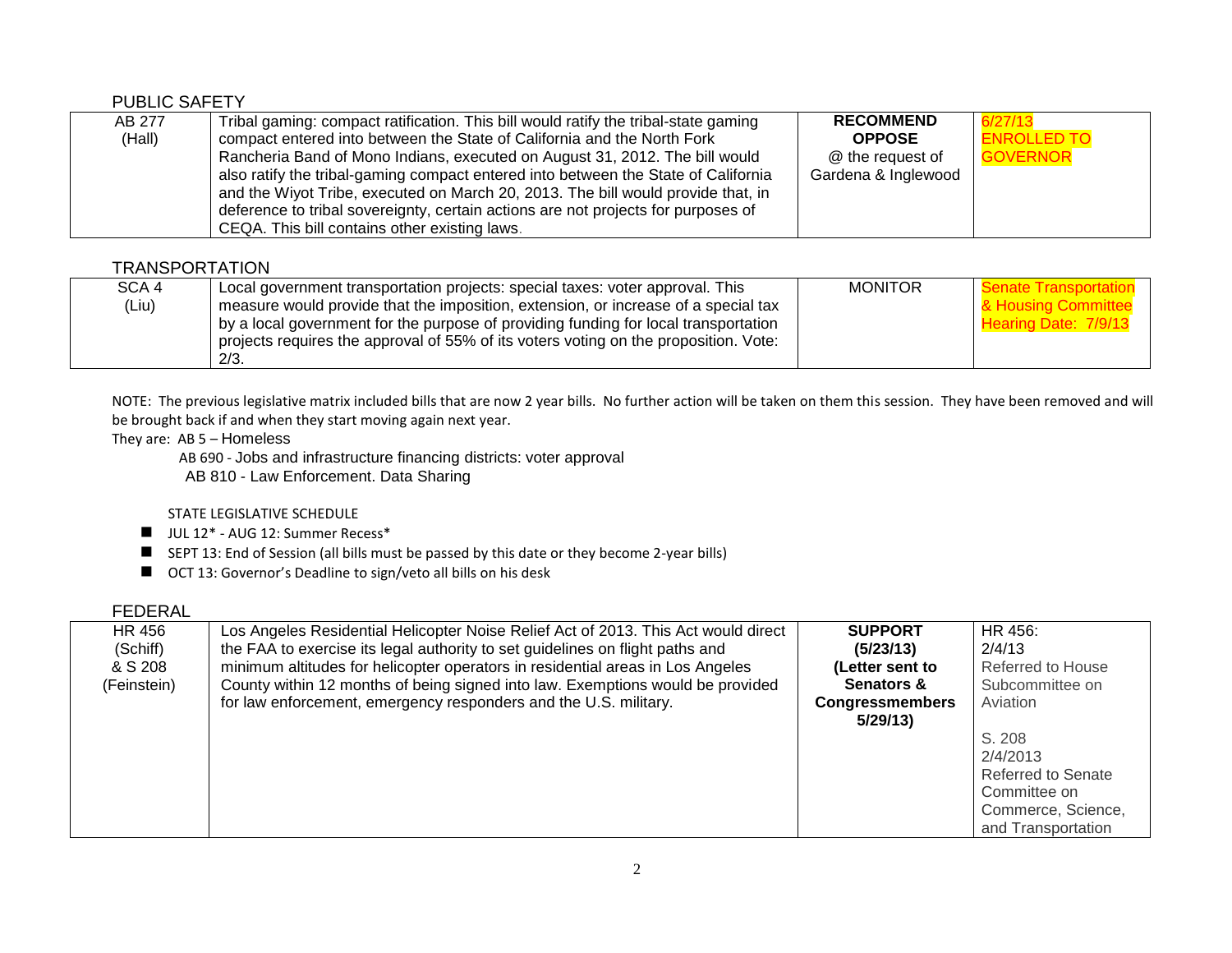## PUBLIC SAFETY

| | | | |
|---|---|---|---|
| AB 277 (Hall) | Tribal gaming: compact ratification. This bill would ratify the tribal-state gaming compact entered into between the State of California and the North Fork Rancheria Band of Mono Indians, executed on August 31, 2012. The bill would also ratify the tribal-gaming compact entered into between the State of California and the Wiyot Tribe, executed on March 20, 2013. The bill would provide that, in deference to tribal sovereignty, certain actions are not projects for purposes of CEQA. This bill contains other existing laws. | **RECOMMEND OPPOSE** @ the request of Gardena & Inglewood | 6/27/13 ENROLLED TO GOVERNOR |

## TRANSPORTATION

| | | | |
|---|---|---|---|
| SCA 4 (Liu) | Local government transportation projects: special taxes: voter approval. This measure would provide that the imposition, extension, or increase of a special tax by a local government for the purpose of providing funding for local transportation projects requires the approval of 55% of its voters voting on the proposition. Vote: 2/3. | MONITOR | Senate Transportation & Housing Committee Hearing Date: 7/9/13 |

NOTE: The previous legislative matrix included bills that are now 2 year bills. No further action will be taken on them this session. They have been removed and will be brought back if and when they start moving again next year.

They are: AB 5 – Homeless
AB 690 - Jobs and infrastructure financing districts: voter approval
AB 810 - Law Enforcement. Data Sharing

STATE LEGISLATIVE SCHEDULE

- JUL 12* - AUG 12: Summer Recess*
- SEPT 13: End of Session (all bills must be passed by this date or they become 2-year bills)
- OCT 13: Governor's Deadline to sign/veto all bills on his desk

## FEDERAL

| | | | |
|---|---|---|---|
| HR 456 (Schiff) & S 208 (Feinstein) | Los Angeles Residential Helicopter Noise Relief Act of 2013. This Act would direct the FAA to exercise its legal authority to set guidelines on flight paths and minimum altitudes for helicopter operators in residential areas in Los Angeles County within 12 months of being signed into law. Exemptions would be provided for law enforcement, emergency responders and the U.S. military. | **SUPPORT (5/23/13) (Letter sent to Senators & Congressmembers 5/29/13)** | HR 456: 2/4/13 Referred to House Subcommittee on Aviation<br><br>S. 208 2/4/2013 Referred to Senate Committee on Commerce, Science, and Transportation |